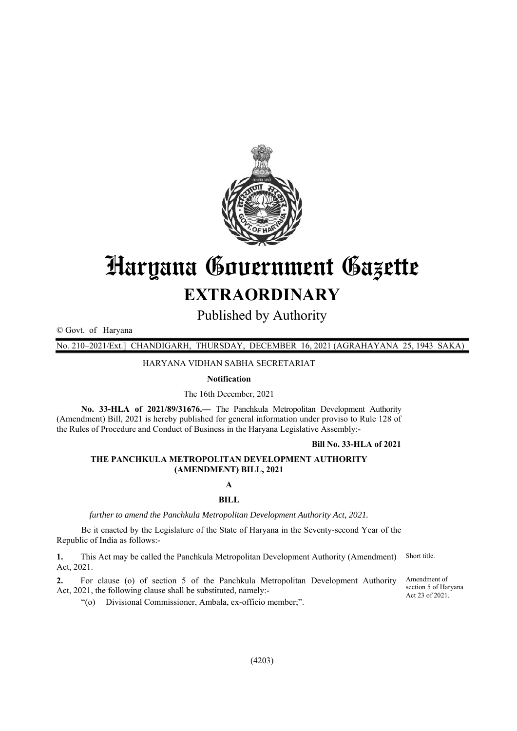# Haryana Government Gazette

## EXTRAORDINARY

Published by Authority

© Govt. of Haryana

No. 210–2021/Ext.] CHANDIGARH, THURSDAY, DECEMBER 16, 2021 (AGRAHAYANA 25, 1943 SAKA)

HARYANA VIDHAN SABHA SECRETARIAT

**Notification**

The 16th December, 2021

**No. 33-HLA of 2021/89/31676.—** The Panchkula Metropolitan Development Authority (Amendment) Bill, 2021 is hereby published for general information under proviso to Rule 128 of the Rules of Procedure and Conduct of Business in the Haryana Legislative Assembly:-

**Bill No. 33-HLA of 2021**

**THE PANCHKULA METROPOLITAN DEVELOPMENT AUTHORITY (AMENDMENT) BILL, 2021**

**A**

**BILL**

*further to amend the Panchkula Metropolitan Development Authority Act, 2021.*

Be it enacted by the Legislature of the State of Haryana in the Seventy-second Year of the Republic of India as follows:-

Short title.

**1.** This Act may be called the Panchkula Metropolitan Development Authority (Amendment) Act, 2021.

Amendment of section 5 of Haryana Act 23 of 2021.

**2.** For clause (o) of section 5 of the Panchkula Metropolitan Development Authority Act, 2021, the following clause shall be substituted, namely:-

"(o) Divisional Commissioner, Ambala, ex-officio member;".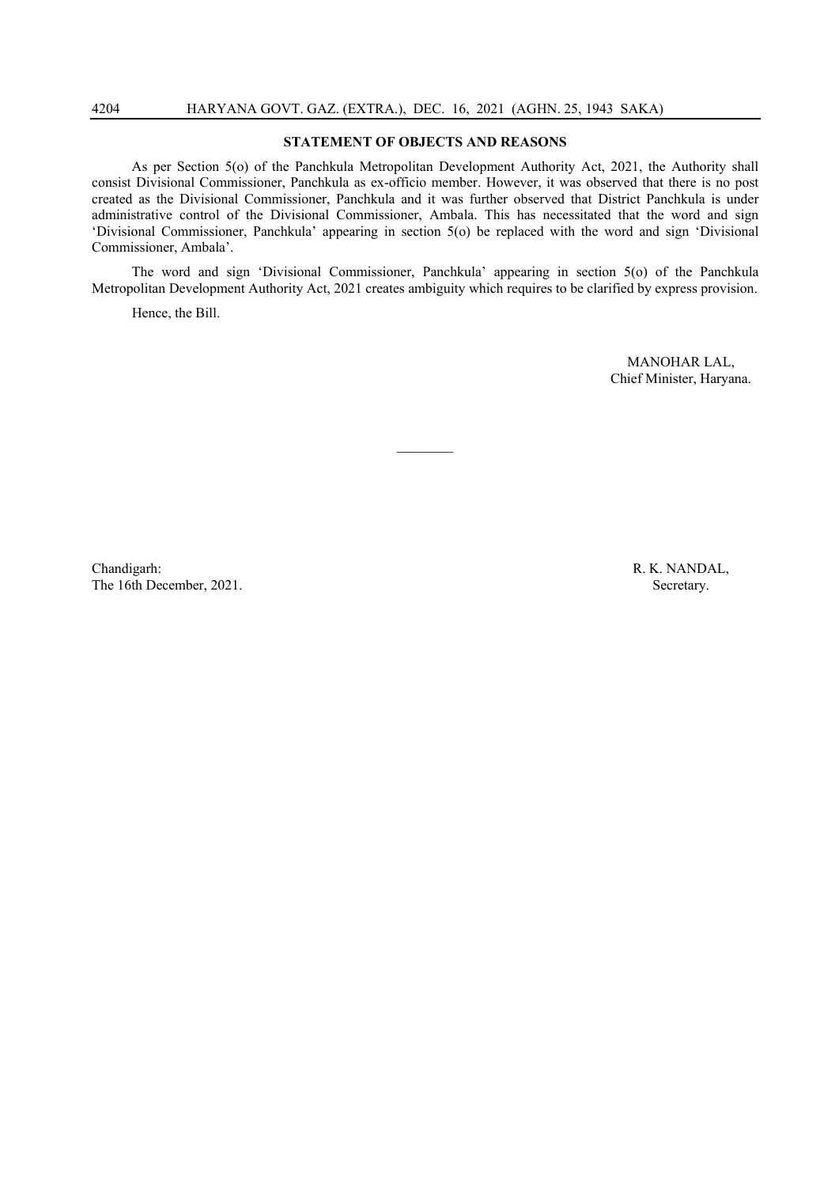## STATEMENT OF OBJECTS AND REASONS

As per Section 5(o) of the Panchkula Metropolitan Development Authority Act, 2021, the Authority shall consist Divisional Commissioner, Panchkula as ex-officio member. However, it was observed that there is no post created as the Divisional Commissioner, Panchkula and it was further observed that District Panchkula is under administrative control of the Divisional Commissioner, Ambala. This has necessitated that the word and sign 'Divisional Commissioner, Panchkula' appearing in section 5(o) be replaced with the word and sign 'Divisional Commissioner, Ambala'.

The word and sign 'Divisional Commissioner, Panchkula' appearing in section 5(o) of the Panchkula Metropolitan Development Authority Act, 2021 creates ambiguity which requires to be clarified by express provision.

Hence, the Bill.

MANOHAR LAL,
Chief Minister, Haryana.

---

Chandigarh:
The 16th December, 2021.

R. K. NANDAL,
Secretary.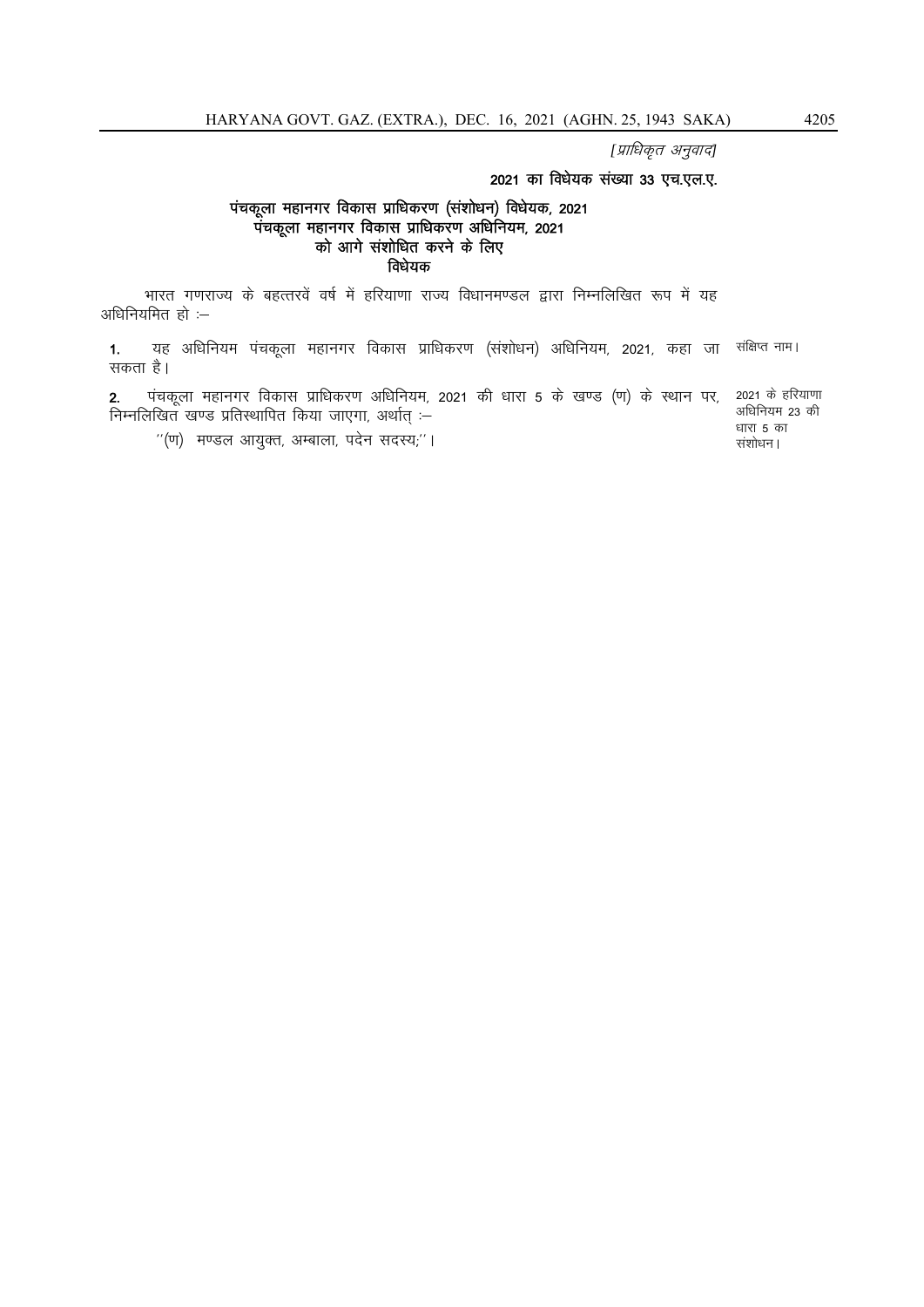*[प्राधिकृत अनुवाद]*

**2021 का विधेयक संख्या 33 एच.एल.ए.**

## पंचकूला महानगर विकास प्राधिकरण (संशोधन) विधेयक, 2021
## पंचकूला महानगर विकास प्राधिकरण अधिनियम, 2021
## को आगे संशोधित करने के लिए
## विधेयक

भारत गणराज्य के बहत्तरवें वर्ष में हरियाणा राज्य विधानमण्डल द्वारा निम्नलिखित रूप में यह अधिनियमित हो :–

संक्षिप्त नाम।

1. यह अधिनियम पंचकूला महानगर विकास प्राधिकरण (संशोधन) अधिनियम, 2021, कहा जा सकता है।

2021 के हरियाणा अधिनियम 23 की धारा 5 का संशोधन।

2. पंचकूला महानगर विकास प्राधिकरण अधिनियम, 2021 की धारा 5 के खण्ड (ण) के स्थान पर, निम्नलिखित खण्ड प्रतिस्थापित किया जाएगा, अर्थात् :–

"(ण) मण्डल आयुक्त, अम्बाला, पदेन सदस्य;"।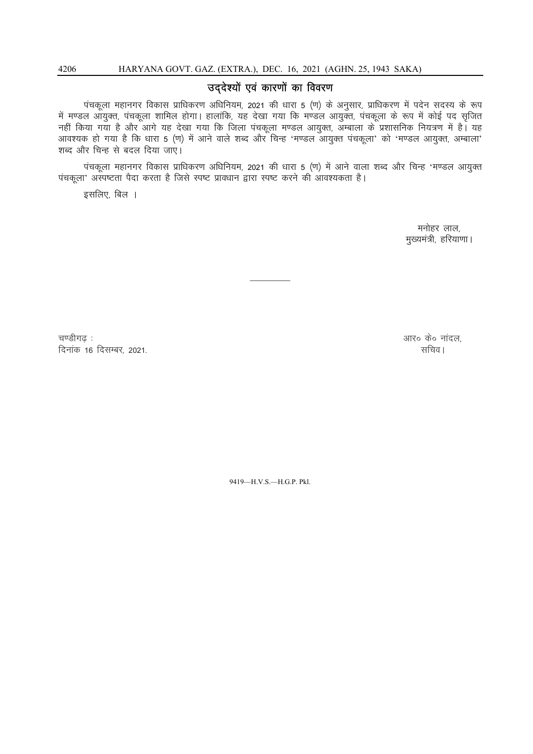## उद्देश्यों एवं कारणों का विवरण

पंचकूला महानगर विकास प्राधिकरण अधिनियम, 2021 की धारा 5 (ण) के अनुसार, प्राधिकरण में पदेन सदस्य के रूप में मण्डल आयुक्त, पंचकूला शामिल होगा। हालांकि, यह देखा गया कि मण्डल आयुक्त, पंचकूला के रूप में कोई पद सृजित नहीं किया गया है और आगे यह देखा गया कि जिला पंचकूला मण्डल आयुक्त, अम्बाला के प्रशासनिक नियत्रण में है। यह आवश्यक हो गया है कि धारा 5 (ण) में आने वाले शब्द और चिन्ह 'मण्डल आयुक्त पंचकूला' को 'मण्डल आयुक्त, अम्बाला' शब्द और चिन्ह से बदल दिया जाए।

पंचकूला महानगर विकास प्राधिकरण अधिनियम, 2021 की धारा 5 (ण) में आने वाला शब्द और चिन्ह 'मण्डल आयुक्त पंचकूला' अस्पष्टता पैदा करता है जिसे स्पष्ट प्रावधान द्वारा स्पष्ट करने की आवश्यकता है।

इसलिए, बिल ।

मनोहर लाल,
मुख्यमंत्री, हरियाणा।

---

चण्डीगढ़ :
दिनांक 16 दिसम्बर, 2021.

आर० के० नांदल,
सचिव।

9419—H.V.S.—H.G.P. Pkl.